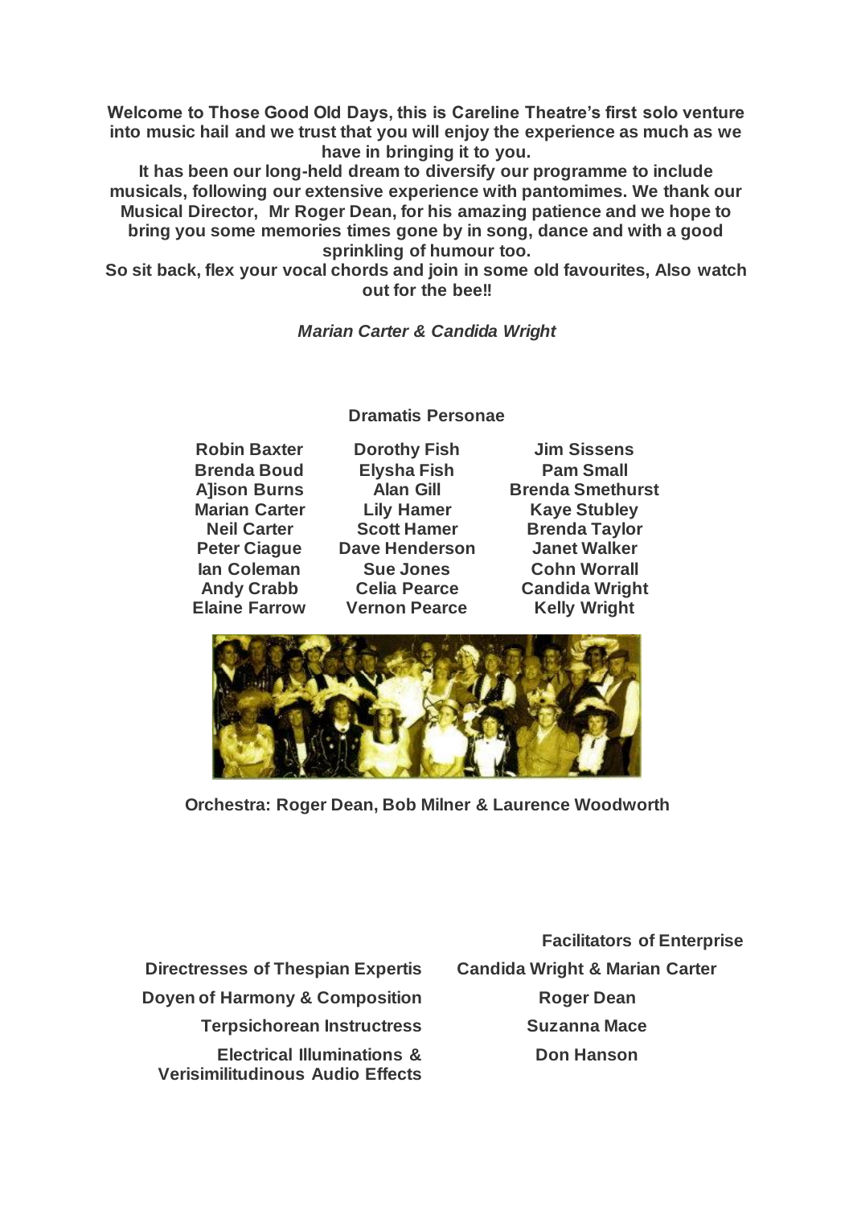**Welcome to Those Good Old Days, this is Careline Theatre's first solo venture into music hail and we trust that you will enjoy the experience as much as we have in bringing it to you.**

**It has been our long-held dream to diversify our programme to include musicals, following our extensive experience with pantomimes. We thank our Musical Director, Mr Roger Dean, for his amazing patience and we hope to bring you some memories times gone by in song, dance and with a good sprinkling of humour too.**

**So sit back, flex your vocal chords and join in some old favourites, Also watch out for the bee!!**

***Marian Carter & Candida Wright***

## Dramatis Personae

| | | |
|---|---|---|
| **Robin Baxter** | **Dorothy Fish** | **Jim Sissens** |
| **Brenda Boud** | **Elysha Fish** | **Pam Small** |
| **A]ison Burns** | **Alan Gill** | **Brenda Smethurst** |
| **Marian Carter** | **Lily Hamer** | **Kaye Stubley** |
| **Neil Carter** | **Scott Hamer** | **Brenda Taylor** |
| **Peter Ciague** | **Dave Henderson** | **Janet Walker** |
| **Ian Coleman** | **Sue Jones** | **Cohn Worrall** |
| **Andy Crabb** | **Celia Pearce** | **Candida Wright** |
| **Elaine Farrow** | **Vernon Pearce** | **Kelly Wright** |

**Orchestra: Roger Dean, Bob Milner & Laurence Woodworth**

| | **Facilitators of Enterprise** |
|---|---|
| **Directresses of Thespian Expertis** | **Candida Wright & Marian Carter** |
| **Doyen of Harmony & Composition** | **Roger Dean** |
| **Terpsichorean Instructress** | **Suzanna Mace** |
| **Electrical Illuminations & Verisimilitudinous Audio Effects** | **Don Hanson** |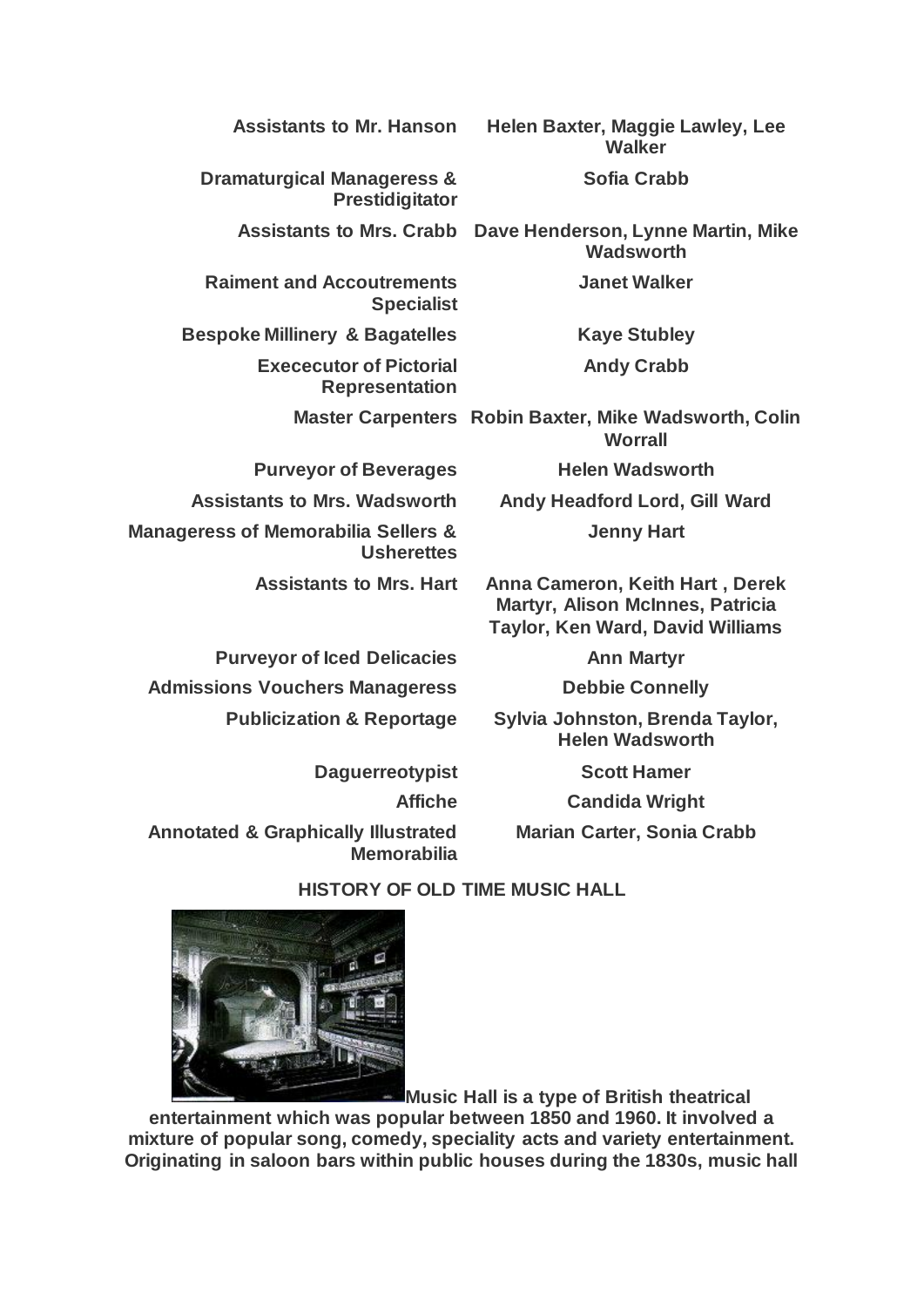| | |
|---|---|
| **Assistants to Mr. Hanson** | **Helen Baxter, Maggie Lawley, Lee Walker** |
| **Dramaturgical Manageress & Prestidigitator** | **Sofia Crabb** |
| **Assistants to Mrs. Crabb** | **Dave Henderson, Lynne Martin, Mike Wadsworth** |
| **Raiment and Accoutrements Specialist** | **Janet Walker** |
| **Bespoke Millinery & Bagatelles** | **Kaye Stubley** |
| **Excecutor of Pictorial Representation** | **Andy Crabb** |
| **Master Carpenters** | **Robin Baxter, Mike Wadsworth, Colin Worrall** |
| **Purveyor of Beverages** | **Helen Wadsworth** |
| **Assistants to Mrs. Wadsworth** | **Andy Headford Lord, Gill Ward** |
| **Manageress of Memorabilia Sellers & Usherettes** | **Jenny Hart** |
| **Assistants to Mrs. Hart** | **Anna Cameron, Keith Hart , Derek Martyr, Alison McInnes, Patricia Taylor, Ken Ward, David Williams** |
| **Purveyor of Iced Delicacies** | **Ann Martyr** |
| **Admissions Vouchers Manageress** | **Debbie Connelly** |
| **Publicization & Reportage** | **Sylvia Johnston, Brenda Taylor, Helen Wadsworth** |
| **Daguerreotypist** | **Scott Hamer** |
| **Affiche** | **Candida Wright** |
| **Annotated & Graphically Illustrated Memorabilia** | **Marian Carter, Sonia Crabb** |

## HISTORY OF OLD TIME MUSIC HALL

**Music Hall is a type of British theatrical entertainment which was popular between 1850 and 1960. It involved a mixture of popular song, comedy, speciality acts and variety entertainment. Originating in saloon bars within public houses during the 1830s, music hall**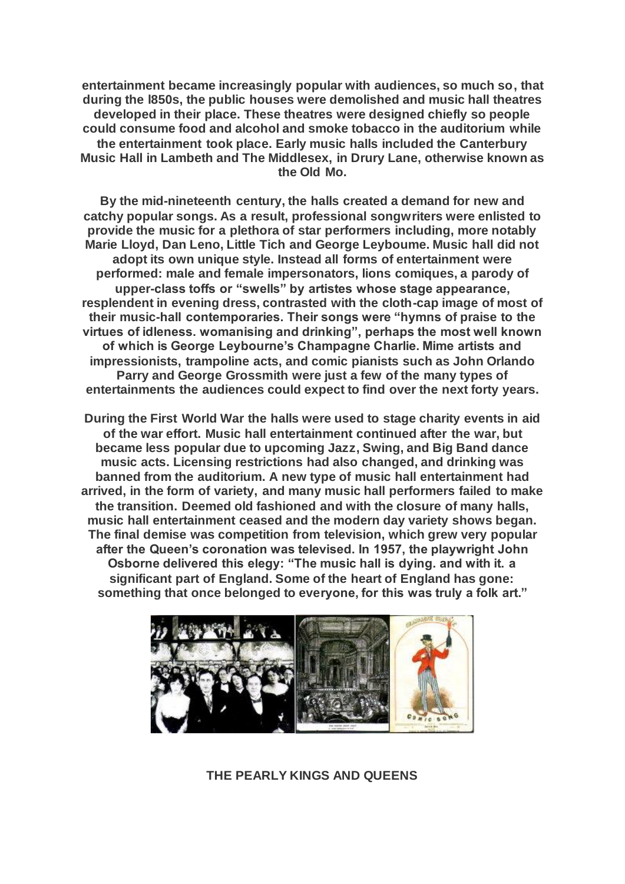**entertainment became increasingly popular with audiences, so much so, that during the l850s, the public houses were demolished and music hall theatres developed in their place. These theatres were designed chiefly so people could consume food and alcohol and smoke tobacco in the auditorium while the entertainment took place. Early music halls included the Canterbury Music Hall in Lambeth and The Middlesex, in Drury Lane, otherwise known as the Old Mo.**

**By the mid-nineteenth century, the halls created a demand for new and catchy popular songs. As a result, professional songwriters were enlisted to provide the music for a plethora of star performers including, more notably Marie Lloyd, Dan Leno, Little Tich and George Leyboume. Music hall did not adopt its own unique style. Instead all forms of entertainment were performed: male and female impersonators, lions comiques, a parody of upper-class toffs or "swells" by artistes whose stage appearance, resplendent in evening dress, contrasted with the cloth-cap image of most of their music-hall contemporaries. Their songs were "hymns of praise to the virtues of idleness. womanising and drinking", perhaps the most well known of which is George Leybourne's Champagne Charlie. Mime artists and impressionists, trampoline acts, and comic pianists such as John Orlando Parry and George Grossmith were just a few of the many types of entertainments the audiences could expect to find over the next forty years.**

**During the First World War the halls were used to stage charity events in aid of the war effort. Music hall entertainment continued after the war, but became less popular due to upcoming Jazz, Swing, and Big Band dance music acts. Licensing restrictions had also changed, and drinking was banned from the auditorium. A new type of music hall entertainment had arrived, in the form of variety, and many music hall performers failed to make the transition. Deemed old fashioned and with the closure of many halls, music hall entertainment ceased and the modern day variety shows began. The final demise was competition from television, which grew very popular after the Queen's coronation was televised. In 1957, the playwright John Osborne delivered this elegy: "The music hall is dying. and with it. a significant part of England. Some of the heart of England has gone: something that once belonged to everyone, for this was truly a folk art."**

## THE PEARLY KINGS AND QUEENS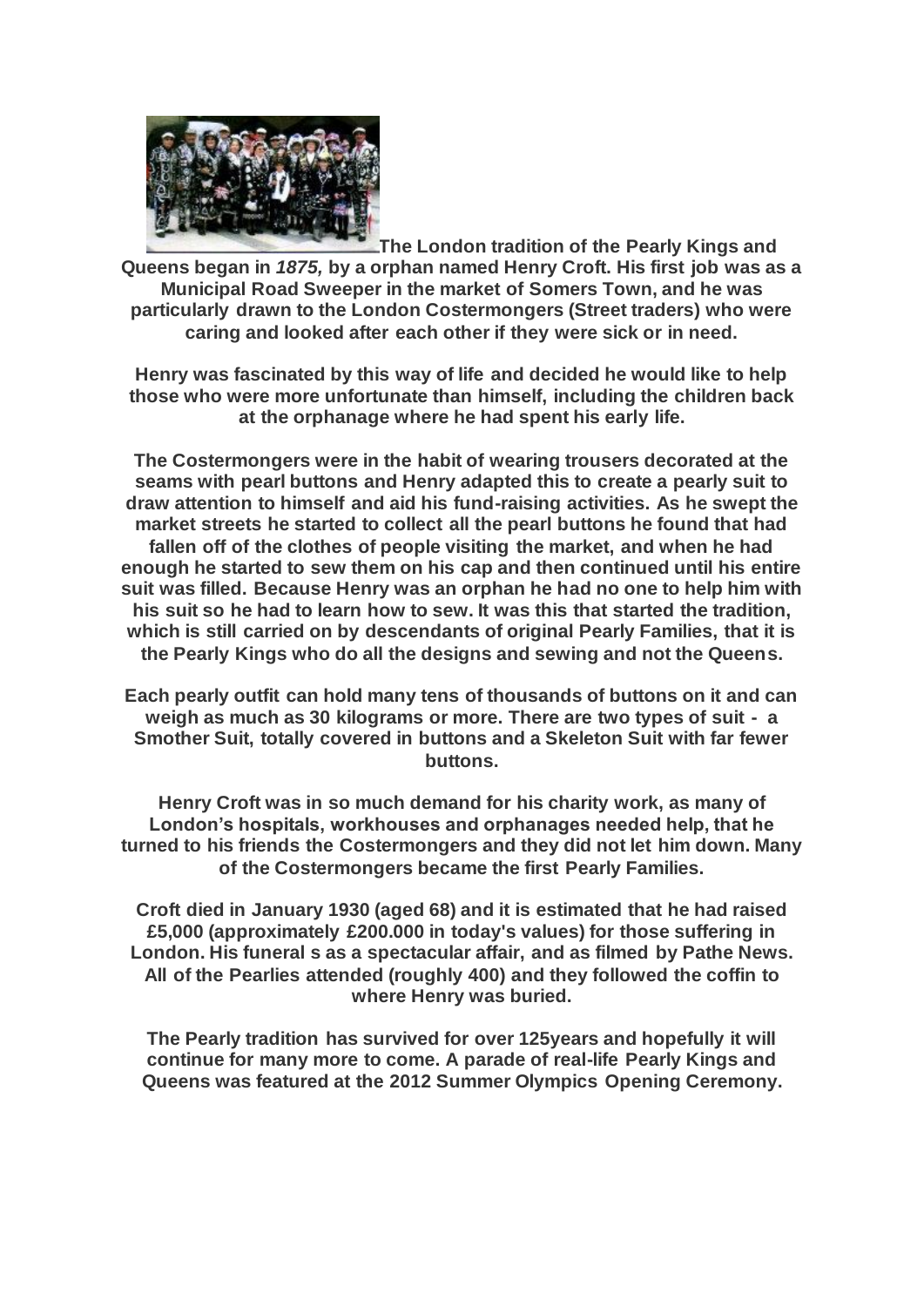**The London tradition of the Pearly Kings and Queens began in *1875,* by a orphan named Henry Croft. His first job was as a Municipal Road Sweeper in the market of Somers Town, and he was particularly drawn to the London Costermongers (Street traders) who were caring and looked after each other if they were sick or in need.**

**Henry was fascinated by this way of life and decided he would like to help those who were more unfortunate than himself, including the children back at the orphanage where he had spent his early life.**

**The Costermongers were in the habit of wearing trousers decorated at the seams with pearl buttons and Henry adapted this to create a pearly suit to draw attention to himself and aid his fund-raising activities. As he swept the market streets he started to collect all the pearl buttons he found that had fallen off of the clothes of people visiting the market, and when he had enough he started to sew them on his cap and then continued until his entire suit was filled. Because Henry was an orphan he had no one to help him with his suit so he had to learn how to sew. It was this that started the tradition, which is still carried on by descendants of original Pearly Families, that it is the Pearly Kings who do all the designs and sewing and not the Queens.**

**Each pearly outfit can hold many tens of thousands of buttons on it and can weigh as much as 30 kilograms or more. There are two types of suit - a Smother Suit, totally covered in buttons and a Skeleton Suit with far fewer buttons.**

**Henry Croft was in so much demand for his charity work, as many of London's hospitals, workhouses and orphanages needed help, that he turned to his friends the Costermongers and they did not let him down. Many of the Costermongers became the first Pearly Families.**

**Croft died in January 1930 (aged 68) and it is estimated that he had raised £5,000 (approximately £200.000 in today's values) for those suffering in London. His funeral s as a spectacular affair, and as filmed by Pathe News. All of the Pearlies attended (roughly 400) and they followed the coffin to where Henry was buried.**

**The Pearly tradition has survived for over 125years and hopefully it will continue for many more to come. A parade of real-life Pearly Kings and Queens was featured at the 2012 Summer Olympics Opening Ceremony.**